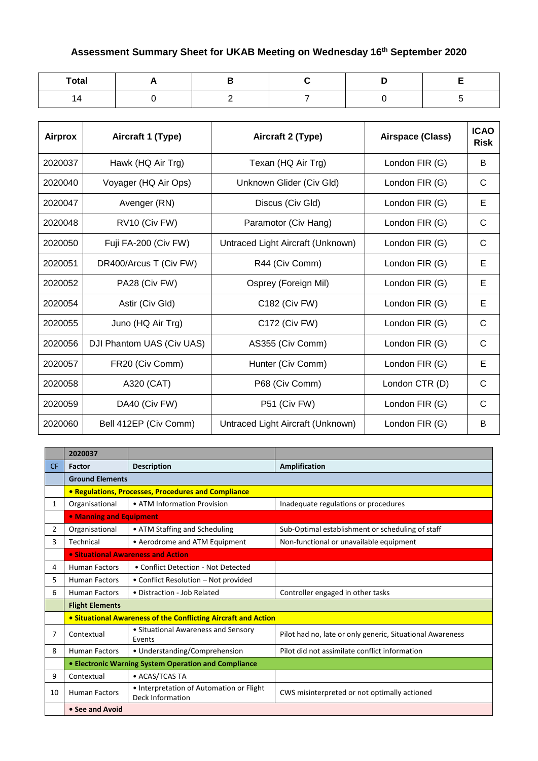# Assessment Summary Sheet for UKAB Meeting on Wednesday 16th September 2020

| Total | A | B | C | D | E |
|---|---|---|---|---|---|
| 14 | 0 | 2 | 7 | 0 | 5 |

| Airprox | Aircraft 1 (Type) | Aircraft 2 (Type) | Airspace (Class) | ICAO Risk |
|---|---|---|---|---|
| 2020037 | Hawk (HQ Air Trg) | Texan (HQ Air Trg) | London FIR (G) | B |
| 2020040 | Voyager (HQ Air Ops) | Unknown Glider (Civ Gld) | London FIR (G) | C |
| 2020047 | Avenger (RN) | Discus (Civ Gld) | London FIR (G) | E |
| 2020048 | RV10 (Civ FW) | Paramotor (Civ Hang) | London FIR (G) | C |
| 2020050 | Fuji FA-200 (Civ FW) | Untraced Light Aircraft (Unknown) | London FIR (G) | C |
| 2020051 | DR400/Arcus T (Civ FW) | R44 (Civ Comm) | London FIR (G) | E |
| 2020052 | PA28 (Civ FW) | Osprey (Foreign Mil) | London FIR (G) | E |
| 2020054 | Astir (Civ Gld) | C182 (Civ FW) | London FIR (G) | E |
| 2020055 | Juno (HQ Air Trg) | C172 (Civ FW) | London FIR (G) | C |
| 2020056 | DJI Phantom UAS (Civ UAS) | AS355 (Civ Comm) | London FIR (G) | C |
| 2020057 | FR20 (Civ Comm) | Hunter (Civ Comm) | London FIR (G) | E |
| 2020058 | A320 (CAT) | P68 (Civ Comm) | London CTR (D) | C |
| 2020059 | DA40 (Civ FW) | P51 (Civ FW) | London FIR (G) | C |
| 2020060 | Bell 412EP (Civ Comm) | Untraced Light Aircraft (Unknown) | London FIR (G) | B |

| | 2020037 | | |
|---|---|---|---|
| CF | Factor | Description | Amplification |
| | **Ground Elements** | | |
| | **• Regulations, Processes, Procedures and Compliance** | | |
| 1 | Organisational | • ATM Information Provision | Inadequate regulations or procedures |
| | **• Manning and Equipment** | | |
| 2 | Organisational | • ATM Staffing and Scheduling | Sub-Optimal establishment or scheduling of staff |
| 3 | Technical | • Aerodrome and ATM Equipment | Non-functional or unavailable equipment |
| | **• Situational Awareness and Action** | | |
| 4 | Human Factors | • Conflict Detection - Not Detected | |
| 5 | Human Factors | • Conflict Resolution – Not provided | |
| 6 | Human Factors | • Distraction - Job Related | Controller engaged in other tasks |
| | **Flight Elements** | | |
| | **• Situational Awareness of the Conflicting Aircraft and Action** | | |
| 7 | Contextual | • Situational Awareness and Sensory Events | Pilot had no, late or only generic, Situational Awareness |
| 8 | Human Factors | • Understanding/Comprehension | Pilot did not assimilate conflict information |
| | **• Electronic Warning System Operation and Compliance** | | |
| 9 | Contextual | • ACAS/TCAS TA | |
| 10 | Human Factors | • Interpretation of Automation or Flight Deck Information | CWS misinterpreted or not optimally actioned |
| | **• See and Avoid** | | |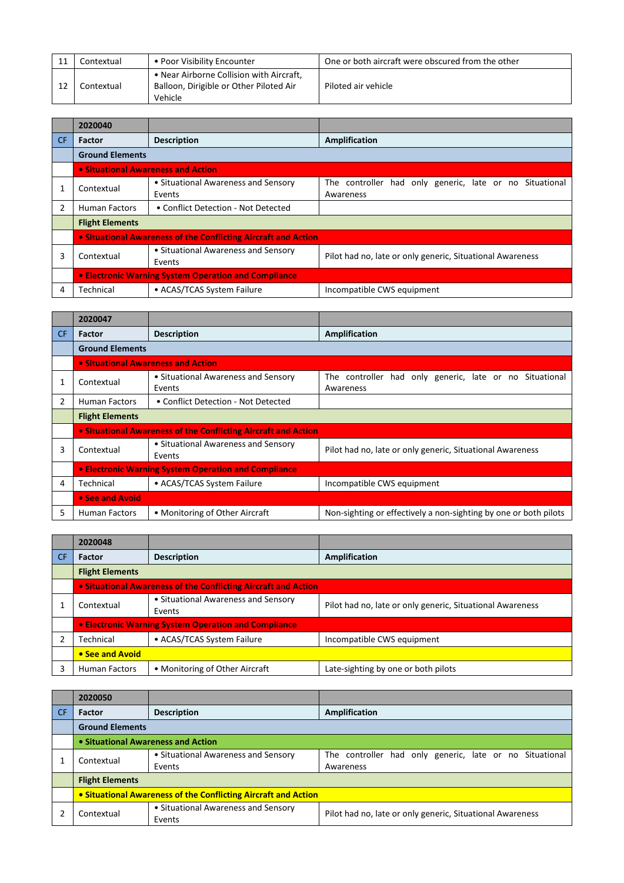| 11 | Contextual | • Poor Visibility Encounter | One or both aircraft were obscured from the other |
|---|---|---|---|
| 12 | Contextual | • Near Airborne Collision with Aircraft, Balloon, Dirigible or Other Piloted Air Vehicle | Piloted air vehicle |

| | 2020040 | | |
|---|---|---|---|
| CF | **Factor** | **Description** | **Amplification** |
| | **Ground Elements** | | |
| | **• Situational Awareness and Action** | | |
| 1 | Contextual | • Situational Awareness and Sensory Events | The controller had only generic, late or no Situational Awareness |
| 2 | Human Factors | • Conflict Detection - Not Detected | |
| | **Flight Elements** | | |
| | **• Situational Awareness of the Conflicting Aircraft and Action** | | |
| 3 | Contextual | • Situational Awareness and Sensory Events | Pilot had no, late or only generic, Situational Awareness |
| | **• Electronic Warning System Operation and Compliance** | | |
| 4 | Technical | • ACAS/TCAS System Failure | Incompatible CWS equipment |

| | 2020047 | | |
|---|---|---|---|
| CF | **Factor** | **Description** | **Amplification** |
| | **Ground Elements** | | |
| | **• Situational Awareness and Action** | | |
| 1 | Contextual | • Situational Awareness and Sensory Events | The controller had only generic, late or no Situational Awareness |
| 2 | Human Factors | • Conflict Detection - Not Detected | |
| | **Flight Elements** | | |
| | **• Situational Awareness of the Conflicting Aircraft and Action** | | |
| 3 | Contextual | • Situational Awareness and Sensory Events | Pilot had no, late or only generic, Situational Awareness |
| | **• Electronic Warning System Operation and Compliance** | | |
| 4 | Technical | • ACAS/TCAS System Failure | Incompatible CWS equipment |
| | **• See and Avoid** | | |
| 5 | Human Factors | • Monitoring of Other Aircraft | Non-sighting or effectively a non-sighting by one or both pilots |

| | 2020048 | | |
|---|---|---|---|
| CF | **Factor** | **Description** | **Amplification** |
| | **Flight Elements** | | |
| | **• Situational Awareness of the Conflicting Aircraft and Action** | | |
| 1 | Contextual | • Situational Awareness and Sensory Events | Pilot had no, late or only generic, Situational Awareness |
| | **• Electronic Warning System Operation and Compliance** | | |
| 2 | Technical | • ACAS/TCAS System Failure | Incompatible CWS equipment |
| | **• See and Avoid** | | |
| 3 | Human Factors | • Monitoring of Other Aircraft | Late-sighting by one or both pilots |

| | 2020050 | | |
|---|---|---|---|
| CF | **Factor** | **Description** | **Amplification** |
| | **Ground Elements** | | |
| | **• Situational Awareness and Action** | | |
| 1 | Contextual | • Situational Awareness and Sensory Events | The controller had only generic, late or no Situational Awareness |
| | **Flight Elements** | | |
| | **• Situational Awareness of the Conflicting Aircraft and Action** | | |
| 2 | Contextual | • Situational Awareness and Sensory Events | Pilot had no, late or only generic, Situational Awareness |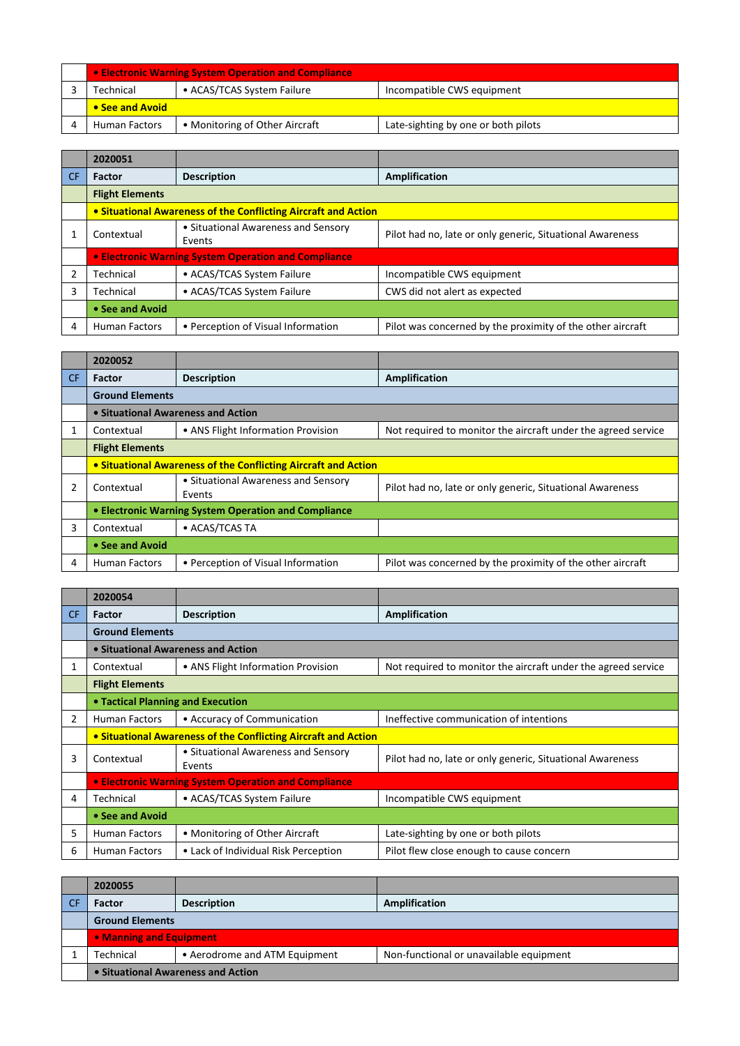| | • Electronic Warning System Operation and Compliance | | |
|---|---|---|---|
| 3 | Technical | • ACAS/TCAS System Failure | Incompatible CWS equipment |
| | • See and Avoid | | |
| 4 | Human Factors | • Monitoring of Other Aircraft | Late-sighting by one or both pilots |

| | 2020051 | | |
|---|---|---|---|
| CF | Factor | Description | Amplification |
| | Flight Elements | | |
| | • Situational Awareness of the Conflicting Aircraft and Action | | |
| 1 | Contextual | • Situational Awareness and Sensory Events | Pilot had no, late or only generic, Situational Awareness |
| | • Electronic Warning System Operation and Compliance | | |
| 2 | Technical | • ACAS/TCAS System Failure | Incompatible CWS equipment |
| 3 | Technical | • ACAS/TCAS System Failure | CWS did not alert as expected |
| | • See and Avoid | | |
| 4 | Human Factors | • Perception of Visual Information | Pilot was concerned by the proximity of the other aircraft |

| | 2020052 | | |
|---|---|---|---|
| CF | Factor | Description | Amplification |
| | Ground Elements | | |
| | • Situational Awareness and Action | | |
| 1 | Contextual | • ANS Flight Information Provision | Not required to monitor the aircraft under the agreed service |
| | Flight Elements | | |
| | • Situational Awareness of the Conflicting Aircraft and Action | | |
| 2 | Contextual | • Situational Awareness and Sensory Events | Pilot had no, late or only generic, Situational Awareness |
| | • Electronic Warning System Operation and Compliance | | |
| 3 | Contextual | • ACAS/TCAS TA | |
| | • See and Avoid | | |
| 4 | Human Factors | • Perception of Visual Information | Pilot was concerned by the proximity of the other aircraft |

| | 2020054 | | |
|---|---|---|---|
| CF | Factor | Description | Amplification |
| | Ground Elements | | |
| | • Situational Awareness and Action | | |
| 1 | Contextual | • ANS Flight Information Provision | Not required to monitor the aircraft under the agreed service |
| | Flight Elements | | |
| | • Tactical Planning and Execution | | |
| 2 | Human Factors | • Accuracy of Communication | Ineffective communication of intentions |
| | • Situational Awareness of the Conflicting Aircraft and Action | | |
| 3 | Contextual | • Situational Awareness and Sensory Events | Pilot had no, late or only generic, Situational Awareness |
| | • Electronic Warning System Operation and Compliance | | |
| 4 | Technical | • ACAS/TCAS System Failure | Incompatible CWS equipment |
| | • See and Avoid | | |
| 5 | Human Factors | • Monitoring of Other Aircraft | Late-sighting by one or both pilots |
| 6 | Human Factors | • Lack of Individual Risk Perception | Pilot flew close enough to cause concern |

| | 2020055 | | |
|---|---|---|---|
| CF | Factor | Description | Amplification |
| | Ground Elements | | |
| | • Manning and Equipment | | |
| 1 | Technical | • Aerodrome and ATM Equipment | Non-functional or unavailable equipment |
| | • Situational Awareness and Action | | |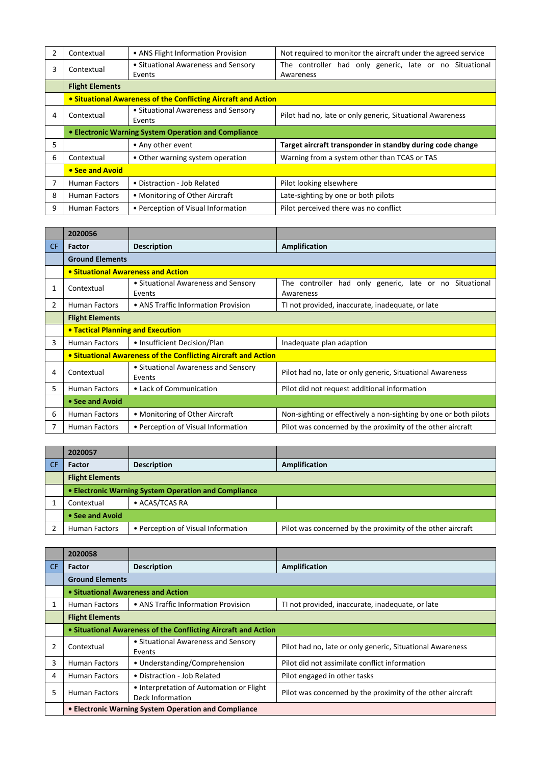| 2 | Contextual | • ANS Flight Information Provision | Not required to monitor the aircraft under the agreed service |
|---|---|---|---|
| 3 | Contextual | • Situational Awareness and Sensory Events | The controller had only generic, late or no Situational Awareness |
| | **Flight Elements** | | |
| | **• Situational Awareness of the Conflicting Aircraft and Action** | | |
| 4 | Contextual | • Situational Awareness and Sensory Events | Pilot had no, late or only generic, Situational Awareness |
| | **• Electronic Warning System Operation and Compliance** | | |
| 5 | | • Any other event | **Target aircraft transponder in standby during code change** |
| 6 | Contextual | • Other warning system operation | Warning from a system other than TCAS or TAS |
| | **• See and Avoid** | | |
| 7 | Human Factors | • Distraction - Job Related | Pilot looking elsewhere |
| 8 | Human Factors | • Monitoring of Other Aircraft | Late-sighting by one or both pilots |
| 9 | Human Factors | • Perception of Visual Information | Pilot perceived there was no conflict |

| | 2020056 | | |
|---|---|---|---|
| CF | **Factor** | **Description** | **Amplification** |
| | **Ground Elements** | | |
| | **• Situational Awareness and Action** | | |
| 1 | Contextual | • Situational Awareness and Sensory Events | The controller had only generic, late or no Situational Awareness |
| 2 | Human Factors | • ANS Traffic Information Provision | TI not provided, inaccurate, inadequate, or late |
| | **Flight Elements** | | |
| | **• Tactical Planning and Execution** | | |
| 3 | Human Factors | • Insufficient Decision/Plan | Inadequate plan adaption |
| | **• Situational Awareness of the Conflicting Aircraft and Action** | | |
| 4 | Contextual | • Situational Awareness and Sensory Events | Pilot had no, late or only generic, Situational Awareness |
| 5 | Human Factors | • Lack of Communication | Pilot did not request additional information |
| | **• See and Avoid** | | |
| 6 | Human Factors | • Monitoring of Other Aircraft | Non-sighting or effectively a non-sighting by one or both pilots |
| 7 | Human Factors | • Perception of Visual Information | Pilot was concerned by the proximity of the other aircraft |

| | 2020057 | | |
|---|---|---|---|
| CF | **Factor** | **Description** | **Amplification** |
| | **Flight Elements** | | |
| | **• Electronic Warning System Operation and Compliance** | | |
| 1 | Contextual | • ACAS/TCAS RA | |
| | **• See and Avoid** | | |
| 2 | Human Factors | • Perception of Visual Information | Pilot was concerned by the proximity of the other aircraft |

| | 2020058 | | |
|---|---|---|---|
| CF | **Factor** | **Description** | **Amplification** |
| | **Ground Elements** | | |
| | **• Situational Awareness and Action** | | |
| 1 | Human Factors | • ANS Traffic Information Provision | TI not provided, inaccurate, inadequate, or late |
| | **Flight Elements** | | |
| | **• Situational Awareness of the Conflicting Aircraft and Action** | | |
| 2 | Contextual | • Situational Awareness and Sensory Events | Pilot had no, late or only generic, Situational Awareness |
| 3 | Human Factors | • Understanding/Comprehension | Pilot did not assimilate conflict information |
| 4 | Human Factors | • Distraction - Job Related | Pilot engaged in other tasks |
| 5 | Human Factors | • Interpretation of Automation or Flight Deck Information | Pilot was concerned by the proximity of the other aircraft |
| | **• Electronic Warning System Operation and Compliance** | | |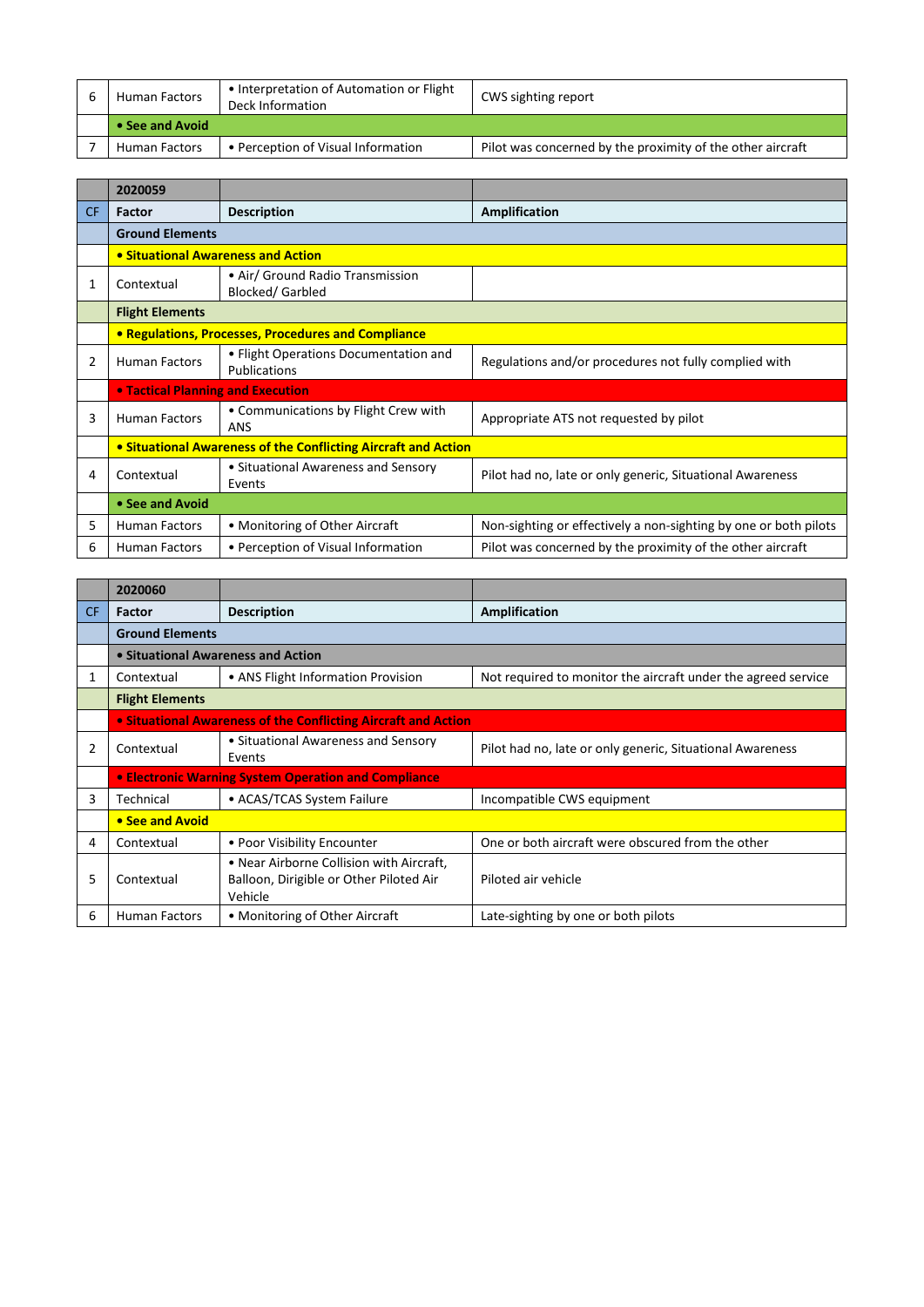| | | | |
|---|---|---|---|
| 6 | Human Factors | • Interpretation of Automation or Flight Deck Information | CWS sighting report |
| | **• See and Avoid** | | |
| 7 | Human Factors | • Perception of Visual Information | Pilot was concerned by the proximity of the other aircraft |

| | 2020059 | | |
|---|---|---|---|
| CF | **Factor** | **Description** | **Amplification** |
| | **Ground Elements** | | |
| | **• Situational Awareness and Action** | | |
| 1 | Contextual | • Air/ Ground Radio Transmission Blocked/ Garbled | |
| | **Flight Elements** | | |
| | **• Regulations, Processes, Procedures and Compliance** | | |
| 2 | Human Factors | • Flight Operations Documentation and Publications | Regulations and/or procedures not fully complied with |
| | **• Tactical Planning and Execution** | | |
| 3 | Human Factors | • Communications by Flight Crew with ANS | Appropriate ATS not requested by pilot |
| | **• Situational Awareness of the Conflicting Aircraft and Action** | | |
| 4 | Contextual | • Situational Awareness and Sensory Events | Pilot had no, late or only generic, Situational Awareness |
| | **• See and Avoid** | | |
| 5 | Human Factors | • Monitoring of Other Aircraft | Non-sighting or effectively a non-sighting by one or both pilots |
| 6 | Human Factors | • Perception of Visual Information | Pilot was concerned by the proximity of the other aircraft |

| | 2020060 | | |
|---|---|---|---|
| CF | **Factor** | **Description** | **Amplification** |
| | **Ground Elements** | | |
| | **• Situational Awareness and Action** | | |
| 1 | Contextual | • ANS Flight Information Provision | Not required to monitor the aircraft under the agreed service |
| | **Flight Elements** | | |
| | **• Situational Awareness of the Conflicting Aircraft and Action** | | |
| 2 | Contextual | • Situational Awareness and Sensory Events | Pilot had no, late or only generic, Situational Awareness |
| | **• Electronic Warning System Operation and Compliance** | | |
| 3 | Technical | • ACAS/TCAS System Failure | Incompatible CWS equipment |
| | **• See and Avoid** | | |
| 4 | Contextual | • Poor Visibility Encounter | One or both aircraft were obscured from the other |
| 5 | Contextual | • Near Airborne Collision with Aircraft, Balloon, Dirigible or Other Piloted Air Vehicle | Piloted air vehicle |
| 6 | Human Factors | • Monitoring of Other Aircraft | Late-sighting by one or both pilots |